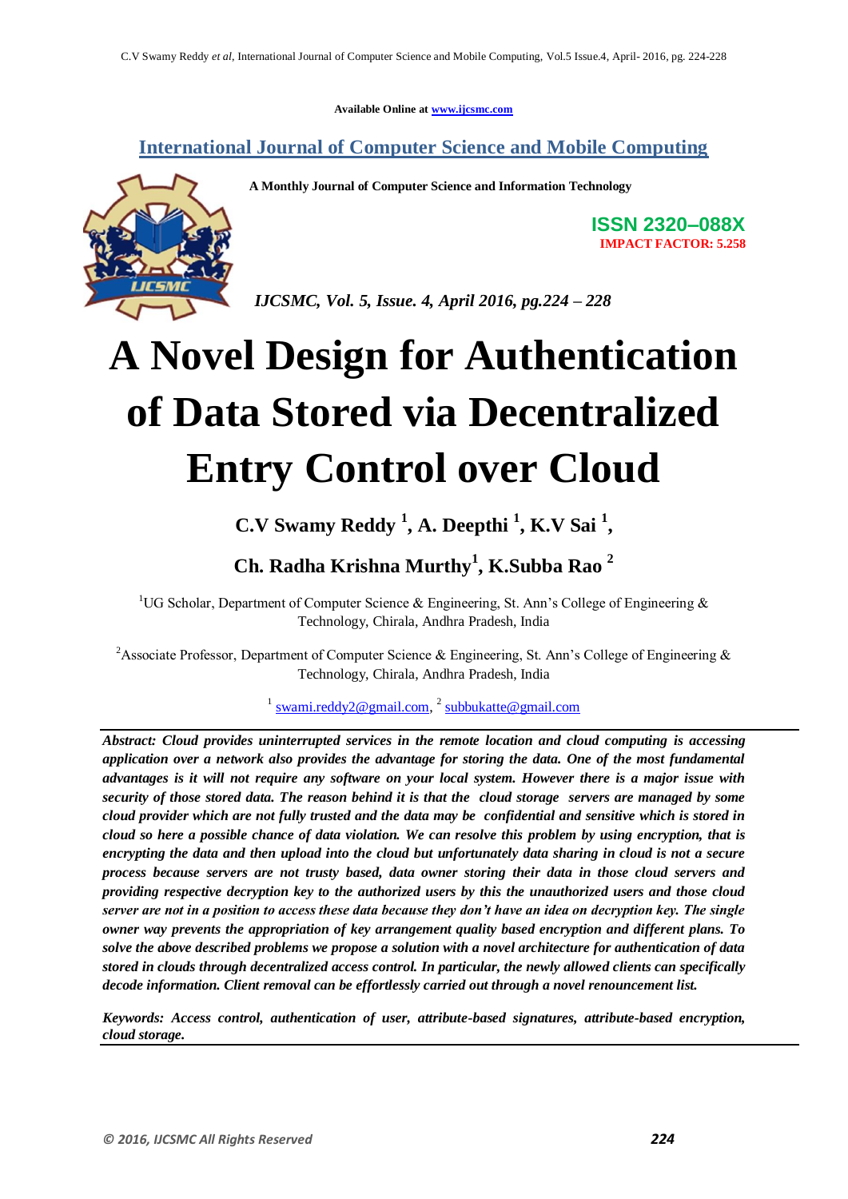Available Online at www.ijcsmc.com

**International Journal of Computer Science and Mobile Computing**

**A Monthly Journal of Computer Science and Information Technology**

**ISSN 2320–088X**
**IMPACT FACTOR: 5.258**

*IJCSMC, Vol. 5, Issue. 4, April 2016, pg.224 – 228*

# A Novel Design for Authentication of Data Stored via Decentralized Entry Control over Cloud

**C.V Swamy Reddy [1], A. Deepthi [1], K.V Sai [1], Ch. Radha Krishna Murthy[1], K.Subba Rao [2]**

[1]UG Scholar, Department of Computer Science & Engineering, St. Ann's College of Engineering & Technology, Chirala, Andhra Pradesh, India

[2]Associate Professor, Department of Computer Science & Engineering, St. Ann's College of Engineering & Technology, Chirala, Andhra Pradesh, India

[1] swami.reddy2@gmail.com, [2] subbukatte@gmail.com

***Abstract:** Cloud provides uninterrupted services in the remote location and cloud computing is accessing application over a network also provides the advantage for storing the data. One of the most fundamental advantages is it will not require any software on your local system. However there is a major issue with security of those stored data. The reason behind it is that the cloud storage servers are managed by some cloud provider which are not fully trusted and the data may be confidential and sensitive which is stored in cloud so here a possible chance of data violation. We can resolve this problem by using encryption, that is encrypting the data and then upload into the cloud but unfortunately data sharing in cloud is not a secure process because servers are not trusty based, data owner storing their data in those cloud servers and providing respective decryption key to the authorized users by this the unauthorized users and those cloud server are not in a position to access these data because they don't have an idea on decryption key. The single owner way prevents the appropriation of key arrangement quality based encryption and different plans. To solve the above described problems we propose a solution with a novel architecture for authentication of data stored in clouds through decentralized access control. In particular, the newly allowed clients can specifically decode information. Client removal can be effortlessly carried out through a novel renouncement list.***

***Keywords:** Access control, authentication of user, attribute-based signatures, attribute-based encryption, cloud storage.*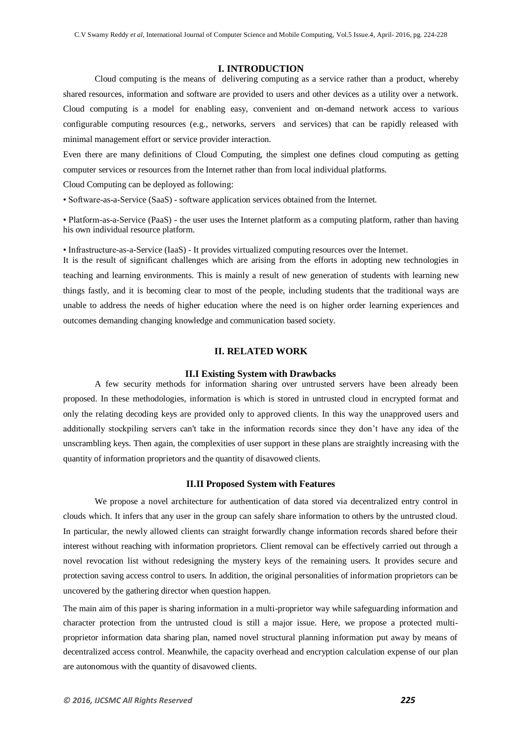# I. INTRODUCTION

Cloud computing is the means of delivering computing as a service rather than a product, whereby shared resources, information and software are provided to users and other devices as a utility over a network. Cloud computing is a model for enabling easy, convenient and on-demand network access to various configurable computing resources (e.g., networks, servers and services) that can be rapidly released with minimal management effort or service provider interaction.

Even there are many definitions of Cloud Computing, the simplest one defines cloud computing as getting computer services or resources from the Internet rather than from local individual platforms.

Cloud Computing can be deployed as following:

- Software-as-a-Service (SaaS) - software application services obtained from the Internet.
- Platform-as-a-Service (PaaS) - the user uses the Internet platform as a computing platform, rather than having his own individual resource platform.
- Infrastructure-as-a-Service (IaaS) - It provides virtualized computing resources over the Internet.

It is the result of significant challenges which are arising from the efforts in adopting new technologies in teaching and learning environments. This is mainly a result of new generation of students with learning new things fastly, and it is becoming clear to most of the people, including students that the traditional ways are unable to address the needs of higher education where the need is on higher order learning experiences and outcomes demanding changing knowledge and communication based society.

# II. RELATED WORK

## II.I Existing System with Drawbacks

A few security methods for information sharing over untrusted servers have been already been proposed. In these methodologies, information is which is stored in untrusted cloud in encrypted format and only the relating decoding keys are provided only to approved clients. In this way the unapproved users and additionally stockpiling servers can't take in the information records since they don't have any idea of the unscrambling keys. Then again, the complexities of user support in these plans are straightly increasing with the quantity of information proprietors and the quantity of disavowed clients.

## II.II Proposed System with Features

We propose a novel architecture for authentication of data stored via decentralized entry control in clouds which. It infers that any user in the group can safely share information to others by the untrusted cloud. In particular, the newly allowed clients can straight forwardly change information records shared before their interest without reaching with information proprietors. Client removal can be effectively carried out through a novel revocation list without redesigning the mystery keys of the remaining users. It provides secure and protection saving access control to users. In addition, the original personalities of information proprietors can be uncovered by the gathering director when question happen.

The main aim of this paper is sharing information in a multi-proprietor way while safeguarding information and character protection from the untrusted cloud is still a major issue. Here, we propose a protected multi-proprietor information data sharing plan, named novel structural planning information put away by means of decentralized access control. Meanwhile, the capacity overhead and encryption calculation expense of our plan are autonomous with the quantity of disavowed clients.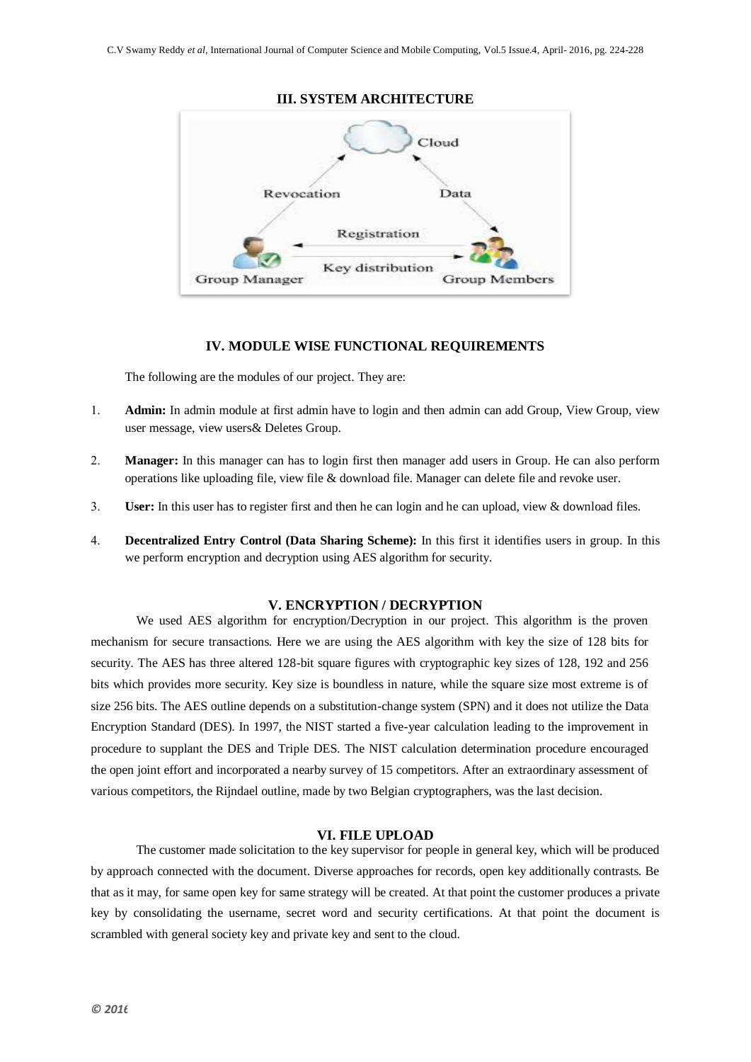## III. SYSTEM ARCHITECTURE

## IV. MODULE WISE FUNCTIONAL REQUIREMENTS

The following are the modules of our project. They are:

1. **Admin:** In admin module at first admin have to login and then admin can add Group, View Group, view user message, view users& Deletes Group.
2. **Manager:** In this manager can has to login first then manager add users in Group. He can also perform operations like uploading file, view file & download file. Manager can delete file and revoke user.
3. **User:** In this user has to register first and then he can login and he can upload, view & download files.
4. **Decentralized Entry Control (Data Sharing Scheme):** In this first it identifies users in group. In this we perform encryption and decryption using AES algorithm for security.

## V. ENCRYPTION / DECRYPTION

We used AES algorithm for encryption/Decryption in our project. This algorithm is the proven mechanism for secure transactions. Here we are using the AES algorithm with key the size of 128 bits for security. The AES has three altered 128-bit square figures with cryptographic key sizes of 128, 192 and 256 bits which provides more security. Key size is boundless in nature, while the square size most extreme is of size 256 bits. The AES outline depends on a substitution-change system (SPN) and it does not utilize the Data Encryption Standard (DES). In 1997, the NIST started a five-year calculation leading to the improvement in procedure to supplant the DES and Triple DES. The NIST calculation determination procedure encouraged the open joint effort and incorporated a nearby survey of 15 competitors. After an extraordinary assessment of various competitors, the Rijndael outline, made by two Belgian cryptographers, was the last decision.

## VI. FILE UPLOAD

The customer made solicitation to the key supervisor for people in general key, which will be produced by approach connected with the document. Diverse approaches for records, open key additionally contrasts. Be that as it may, for same open key for same strategy will be created. At that point the customer produces a private key by consolidating the username, secret word and security certifications. At that point the document is scrambled with general society key and private key and sent to the cloud.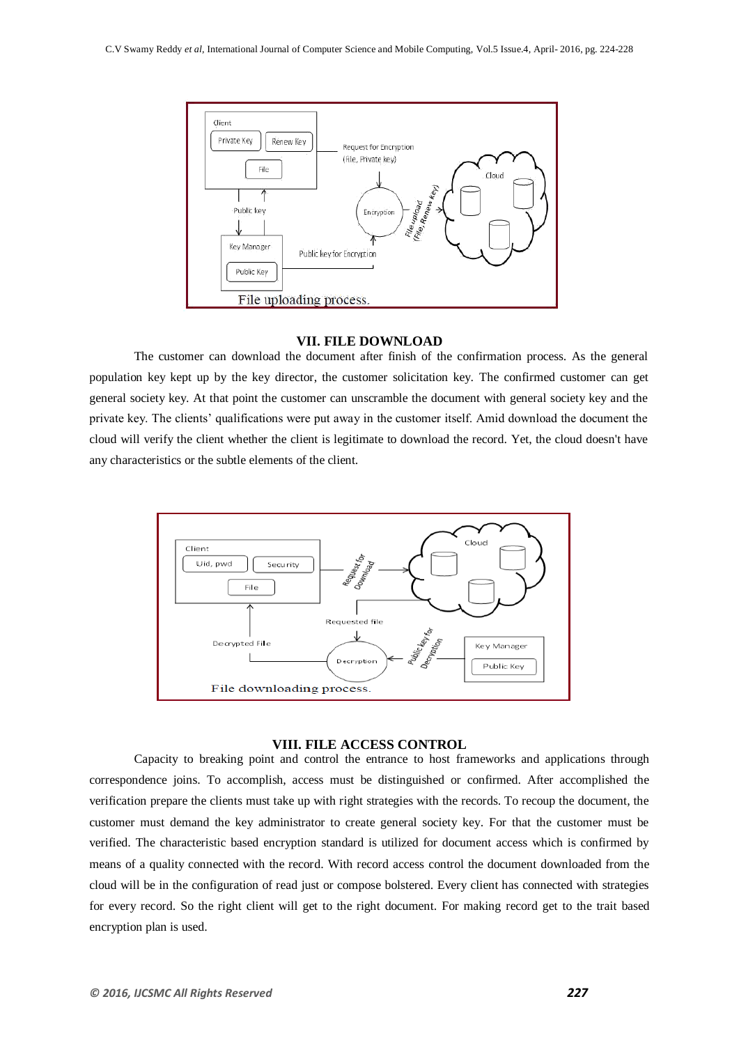File uploading process.

## VII. FILE DOWNLOAD

The customer can download the document after finish of the confirmation process. As the general population key kept up by the key director, the customer solicitation key. The confirmed customer can get general society key. At that point the customer can unscramble the document with general society key and the private key. The clients' qualifications were put away in the customer itself. Amid download the document the cloud will verify the client whether the client is legitimate to download the record. Yet, the cloud doesn't have any characteristics or the subtle elements of the client.

File downloading process.

## VIII. FILE ACCESS CONTROL

Capacity to breaking point and control the entrance to host frameworks and applications through correspondence joins. To accomplish, access must be distinguished or confirmed. After accomplished the verification prepare the clients must take up with right strategies with the records. To recoup the document, the customer must demand the key administrator to create general society key. For that the customer must be verified. The characteristic based encryption standard is utilized for document access which is confirmed by means of a quality connected with the record. With record access control the document downloaded from the cloud will be in the configuration of read just or compose bolstered. Every client has connected with strategies for every record. So the right client will get to the right document. For making record get to the trait based encryption plan is used.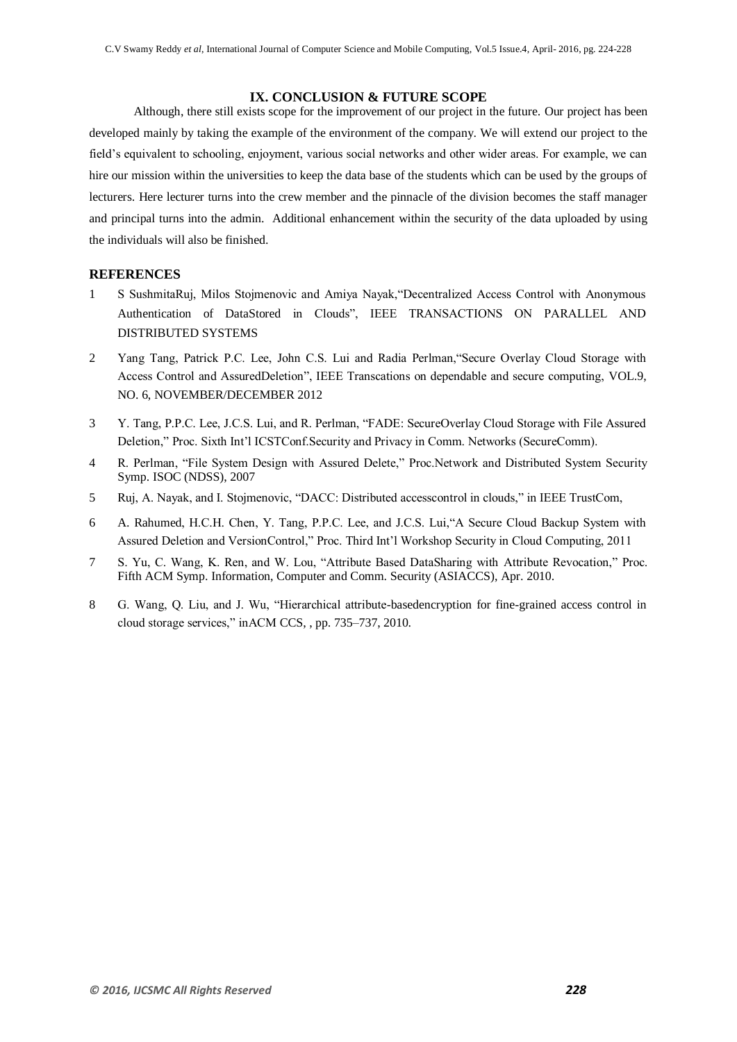## IX. CONCLUSION & FUTURE SCOPE

Although, there still exists scope for the improvement of our project in the future. Our project has been developed mainly by taking the example of the environment of the company. We will extend our project to the field's equivalent to schooling, enjoyment, various social networks and other wider areas. For example, we can hire our mission within the universities to keep the data base of the students which can be used by the groups of lecturers. Here lecturer turns into the crew member and the pinnacle of the division becomes the staff manager and principal turns into the admin. Additional enhancement within the security of the data uploaded by using the individuals will also be finished.

## REFERENCES

1 S SushmitaRuj, Milos Stojmenovic and Amiya Nayak,"Decentralized Access Control with Anonymous Authentication of DataStored in Clouds", IEEE TRANSACTIONS ON PARALLEL AND DISTRIBUTED SYSTEMS

2 Yang Tang, Patrick P.C. Lee, John C.S. Lui and Radia Perlman,"Secure Overlay Cloud Storage with Access Control and AssuredDeletion", IEEE Transcations on dependable and secure computing, VOL.9, NO. 6, NOVEMBER/DECEMBER 2012

3 Y. Tang, P.P.C. Lee, J.C.S. Lui, and R. Perlman, "FADE: SecureOverlay Cloud Storage with File Assured Deletion," Proc. Sixth Int'l ICSTConf.Security and Privacy in Comm. Networks (SecureComm).

4 R. Perlman, "File System Design with Assured Delete," Proc.Network and Distributed System Security Symp. ISOC (NDSS), 2007

5 Ruj, A. Nayak, and I. Stojmenovic, "DACC: Distributed accesscontrol in clouds," in IEEE TrustCom,

6 A. Rahumed, H.C.H. Chen, Y. Tang, P.P.C. Lee, and J.C.S. Lui,"A Secure Cloud Backup System with Assured Deletion and VersionControl," Proc. Third Int'l Workshop Security in Cloud Computing, 2011

7 S. Yu, C. Wang, K. Ren, and W. Lou, "Attribute Based DataSharing with Attribute Revocation," Proc. Fifth ACM Symp. Information, Computer and Comm. Security (ASIACCS), Apr. 2010.

8 G. Wang, Q. Liu, and J. Wu, "Hierarchical attribute-basedencryption for fine-grained access control in cloud storage services," inACM CCS, , pp. 735–737, 2010.